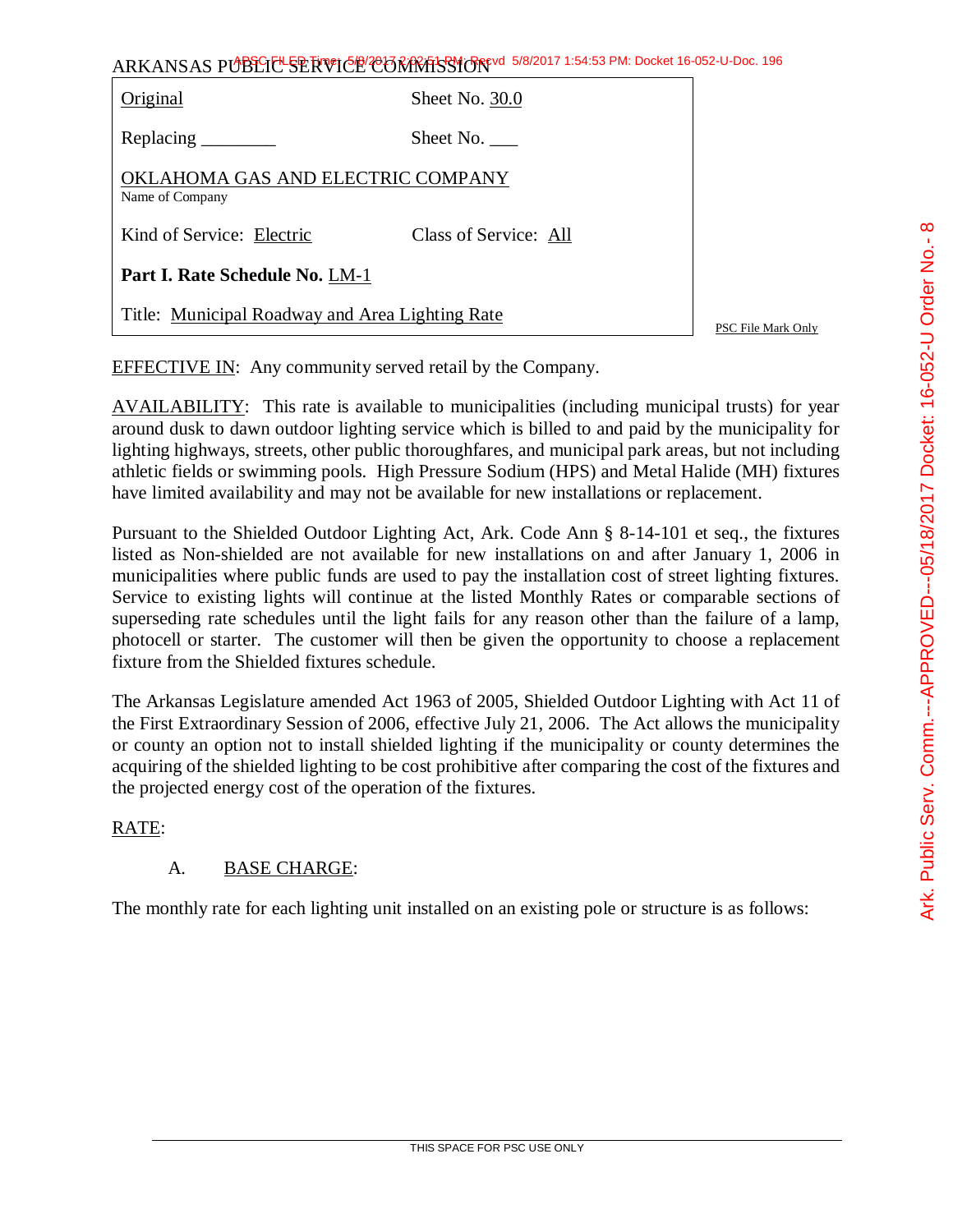ARKANSAS PUBLIC SERVICE COMMISSION

| Original | Sheet No. 30.0 |
|---|---|
| Replacing ________ | Sheet No. ___ |
| OKLAHOMA GAS AND ELECTRIC COMPANY<br>Name of Company | |
| Kind of Service: Electric | Class of Service: All |
| **Part I. Rate Schedule No.** LM-1 | |
| Title: Municipal Roadway and Area Lighting Rate | |

PSC File Mark Only

EFFECTIVE IN: Any community served retail by the Company.

AVAILABILITY: This rate is available to municipalities (including municipal trusts) for year around dusk to dawn outdoor lighting service which is billed to and paid by the municipality for lighting highways, streets, other public thoroughfares, and municipal park areas, but not including athletic fields or swimming pools. High Pressure Sodium (HPS) and Metal Halide (MH) fixtures have limited availability and may not be available for new installations or replacement.

Pursuant to the Shielded Outdoor Lighting Act, Ark. Code Ann § 8-14-101 et seq., the fixtures listed as Non-shielded are not available for new installations on and after January 1, 2006 in municipalities where public funds are used to pay the installation cost of street lighting fixtures. Service to existing lights will continue at the listed Monthly Rates or comparable sections of superseding rate schedules until the light fails for any reason other than the failure of a lamp, photocell or starter. The customer will then be given the opportunity to choose a replacement fixture from the Shielded fixtures schedule.

The Arkansas Legislature amended Act 1963 of 2005, Shielded Outdoor Lighting with Act 11 of the First Extraordinary Session of 2006, effective July 21, 2006. The Act allows the municipality or county an option not to install shielded lighting if the municipality or county determines the acquiring of the shielded lighting to be cost prohibitive after comparing the cost of the fixtures and the projected energy cost of the operation of the fixtures.

RATE:

A. BASE CHARGE:

The monthly rate for each lighting unit installed on an existing pole or structure is as follows:

THIS SPACE FOR PSC USE ONLY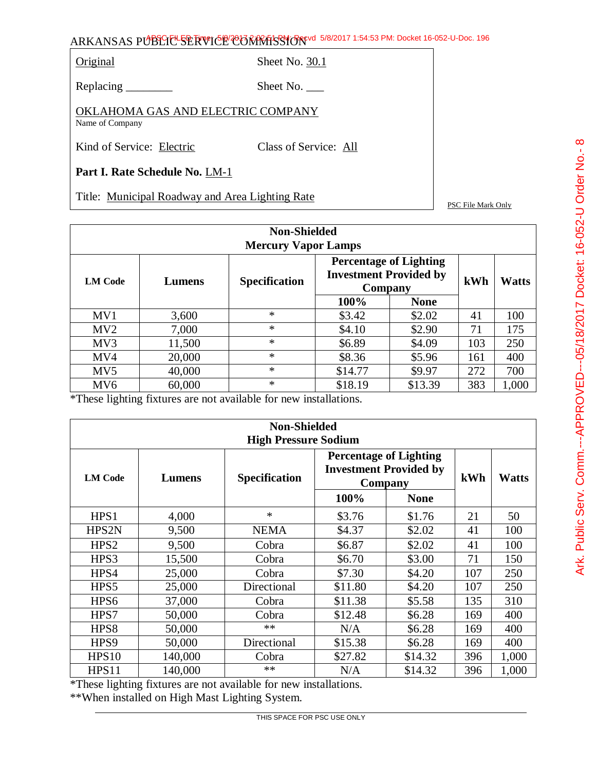ARKANSAS PUBLIC SERVICE COMMISSION

| | |
|---|---|
| Original | Sheet No. 30.1 |
| Replacing ________ | Sheet No. ___ |

OKLAHOMA GAS AND ELECTRIC COMPANY
Name of Company

Kind of Service: Electric    Class of Service: All

**Part I. Rate Schedule No.** LM-1

Title: Municipal Roadway and Area Lighting Rate

PSC File Mark Only

| **Non-Shielded Mercury Vapor Lamps** | | | | | | |
|---|---|---|---|---|---|---|
| **LM Code** | **Lumens** | **Specification** | **Percentage of Lighting Investment Provided by Company** | | **kWh** | **Watts** |
| | | | **100%** | **None** | | |
| MV1 | 3,600 | * | $3.42 | $2.02 | 41 | 100 |
| MV2 | 7,000 | * | $4.10 | $2.90 | 71 | 175 |
| MV3 | 11,500 | * | $6.89 | $4.09 | 103 | 250 |
| MV4 | 20,000 | * | $8.36 | $5.96 | 161 | 400 |
| MV5 | 40,000 | * | $14.77 | $9.97 | 272 | 700 |
| MV6 | 60,000 | * | $18.19 | $13.39 | 383 | 1,000 |

*These lighting fixtures are not available for new installations.

| **Non-Shielded High Pressure Sodium** | | | | | | |
|---|---|---|---|---|---|---|
| **LM Code** | **Lumens** | **Specification** | **Percentage of Lighting Investment Provided by Company** | | **kWh** | **Watts** |
| | | | **100%** | **None** | | |
| HPS1 | 4,000 | * | $3.76 | $1.76 | 21 | 50 |
| HPS2N | 9,500 | NEMA | $4.37 | $2.02 | 41 | 100 |
| HPS2 | 9,500 | Cobra | $6.87 | $2.02 | 41 | 100 |
| HPS3 | 15,500 | Cobra | $6.70 | $3.00 | 71 | 150 |
| HPS4 | 25,000 | Cobra | $7.30 | $4.20 | 107 | 250 |
| HPS5 | 25,000 | Directional | $11.80 | $4.20 | 107 | 250 |
| HPS6 | 37,000 | Cobra | $11.38 | $5.58 | 135 | 310 |
| HPS7 | 50,000 | Cobra | $12.48 | $6.28 | 169 | 400 |
| HPS8 | 50,000 | ** | N/A | $6.28 | 169 | 400 |
| HPS9 | 50,000 | Directional | $15.38 | $6.28 | 169 | 400 |
| HPS10 | 140,000 | Cobra | $27.82 | $14.32 | 396 | 1,000 |
| HPS11 | 140,000 | ** | N/A | $14.32 | 396 | 1,000 |

*These lighting fixtures are not available for new installations.
**When installed on High Mast Lighting System.

THIS SPACE FOR PSC USE ONLY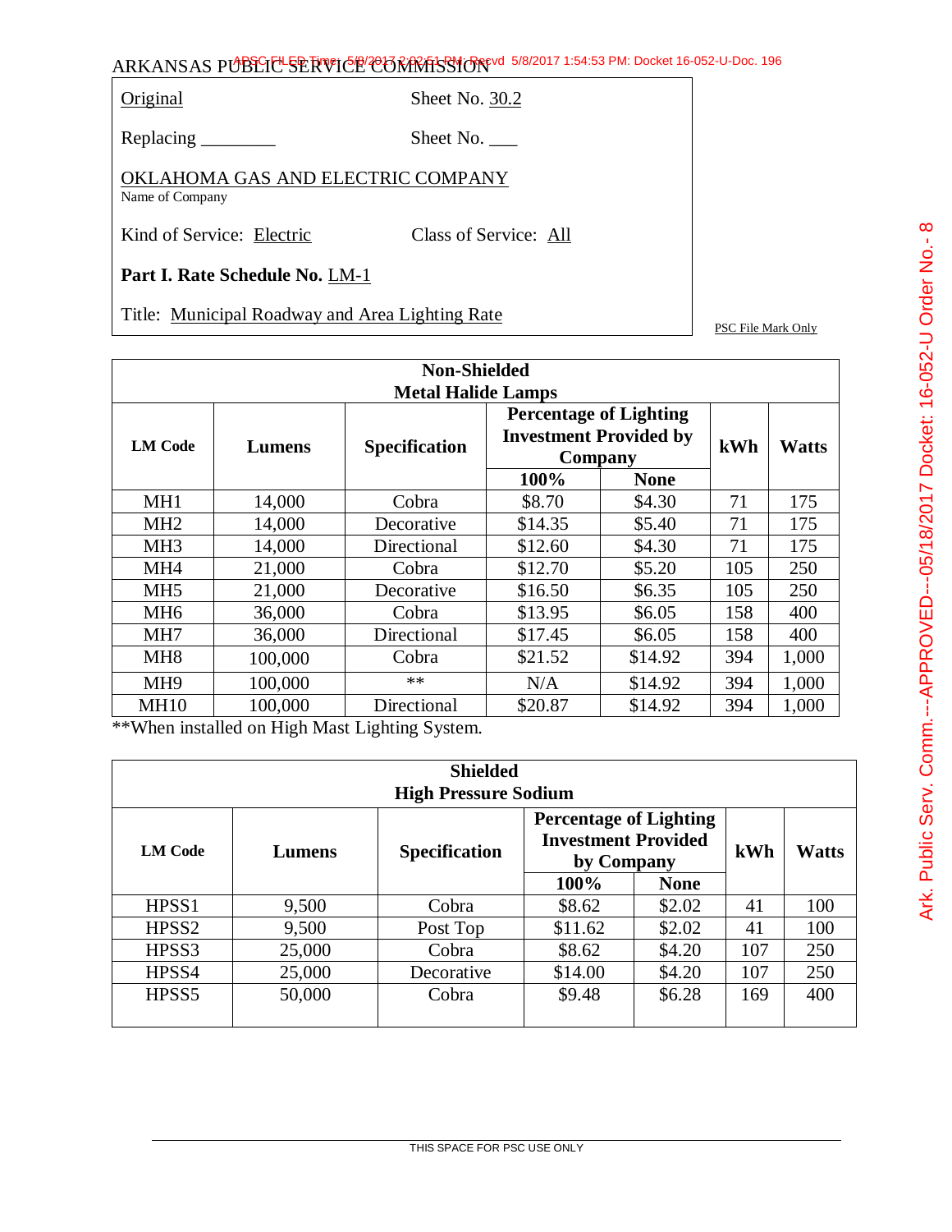ARKANSAS PUBLIC SERVICE COMMISSION

| | |
|---|---|
| Original | Sheet No. 30.2 |
| Replacing ________ | Sheet No. ___ |

OKLAHOMA GAS AND ELECTRIC COMPANY
Name of Company

Kind of Service: Electric    Class of Service: All

**Part I. Rate Schedule No.** LM-1

Title: Municipal Roadway and Area Lighting Rate

PSC File Mark Only

**Non-Shielded Metal Halide Lamps**

| LM Code | Lumens | Specification | Percentage of Lighting Investment Provided by Company | | kWh | Watts |
|---|---|---|---|---|---|---|
| | | | 100% | None | | |
| MH1 | 14,000 | Cobra | $8.70 | $4.30 | 71 | 175 |
| MH2 | 14,000 | Decorative | $14.35 | $5.40 | 71 | 175 |
| MH3 | 14,000 | Directional | $12.60 | $4.30 | 71 | 175 |
| MH4 | 21,000 | Cobra | $12.70 | $5.20 | 105 | 250 |
| MH5 | 21,000 | Decorative | $16.50 | $6.35 | 105 | 250 |
| MH6 | 36,000 | Cobra | $13.95 | $6.05 | 158 | 400 |
| MH7 | 36,000 | Directional | $17.45 | $6.05 | 158 | 400 |
| MH8 | 100,000 | Cobra | $21.52 | $14.92 | 394 | 1,000 |
| MH9 | 100,000 | ** | N/A | $14.92 | 394 | 1,000 |
| MH10 | 100,000 | Directional | $20.87 | $14.92 | 394 | 1,000 |

**When installed on High Mast Lighting System.

**Shielded High Pressure Sodium**

| LM Code | Lumens | Specification | Percentage of Lighting Investment Provided by Company | | kWh | Watts |
|---|---|---|---|---|---|---|
| | | | 100% | None | | |
| HPSS1 | 9,500 | Cobra | $8.62 | $2.02 | 41 | 100 |
| HPSS2 | 9,500 | Post Top | $11.62 | $2.02 | 41 | 100 |
| HPSS3 | 25,000 | Cobra | $8.62 | $4.20 | 107 | 250 |
| HPSS4 | 25,000 | Decorative | $14.00 | $4.20 | 107 | 250 |
| HPSS5 | 50,000 | Cobra | $9.48 | $6.28 | 169 | 400 |

THIS SPACE FOR PSC USE ONLY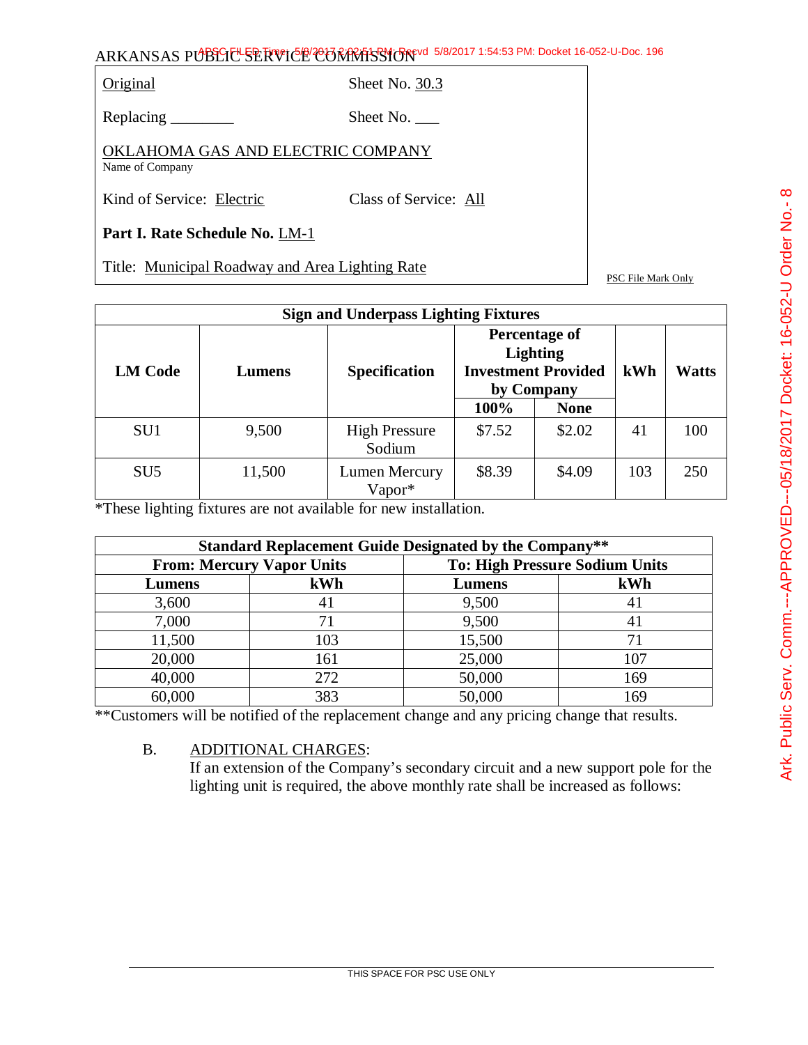ARKANSAS PUBLIC SERVICE COMMISSION

| | |
|---|---|
| Original | Sheet No. 30.3 |
| Replacing ________ | Sheet No. ___ |

OKLAHOMA GAS AND ELECTRIC COMPANY
Name of Company

Kind of Service: Electric    Class of Service: All

**Part I. Rate Schedule No.** LM-1

Title: Municipal Roadway and Area Lighting Rate

PSC File Mark Only

| Sign and Underpass Lighting Fixtures | | | | | | |
|---|---|---|---|---|---|---|
| **LM Code** | **Lumens** | **Specification** | **Percentage of Lighting Investment Provided by Company** | | **kWh** | **Watts** |
| | | | **100%** | **None** | | |
| SU1 | 9,500 | High Pressure Sodium | $7.52 | $2.02 | 41 | 100 |
| SU5 | 11,500 | Lumen Mercury Vapor* | $8.39 | $4.09 | 103 | 250 |

*These lighting fixtures are not available for new installation.

| Standard Replacement Guide Designated by the Company** | | | |
|---|---|---|---|
| **From: Mercury Vapor Units** | | **To: High Pressure Sodium Units** | |
| **Lumens** | **kWh** | **Lumens** | **kWh** |
| 3,600 | 41 | 9,500 | 41 |
| 7,000 | 71 | 9,500 | 41 |
| 11,500 | 103 | 15,500 | 71 |
| 20,000 | 161 | 25,000 | 107 |
| 40,000 | 272 | 50,000 | 169 |
| 60,000 | 383 | 50,000 | 169 |

**Customers will be notified of the replacement change and any pricing change that results.

B. ADDITIONAL CHARGES:
If an extension of the Company's secondary circuit and a new support pole for the lighting unit is required, the above monthly rate shall be increased as follows:

THIS SPACE FOR PSC USE ONLY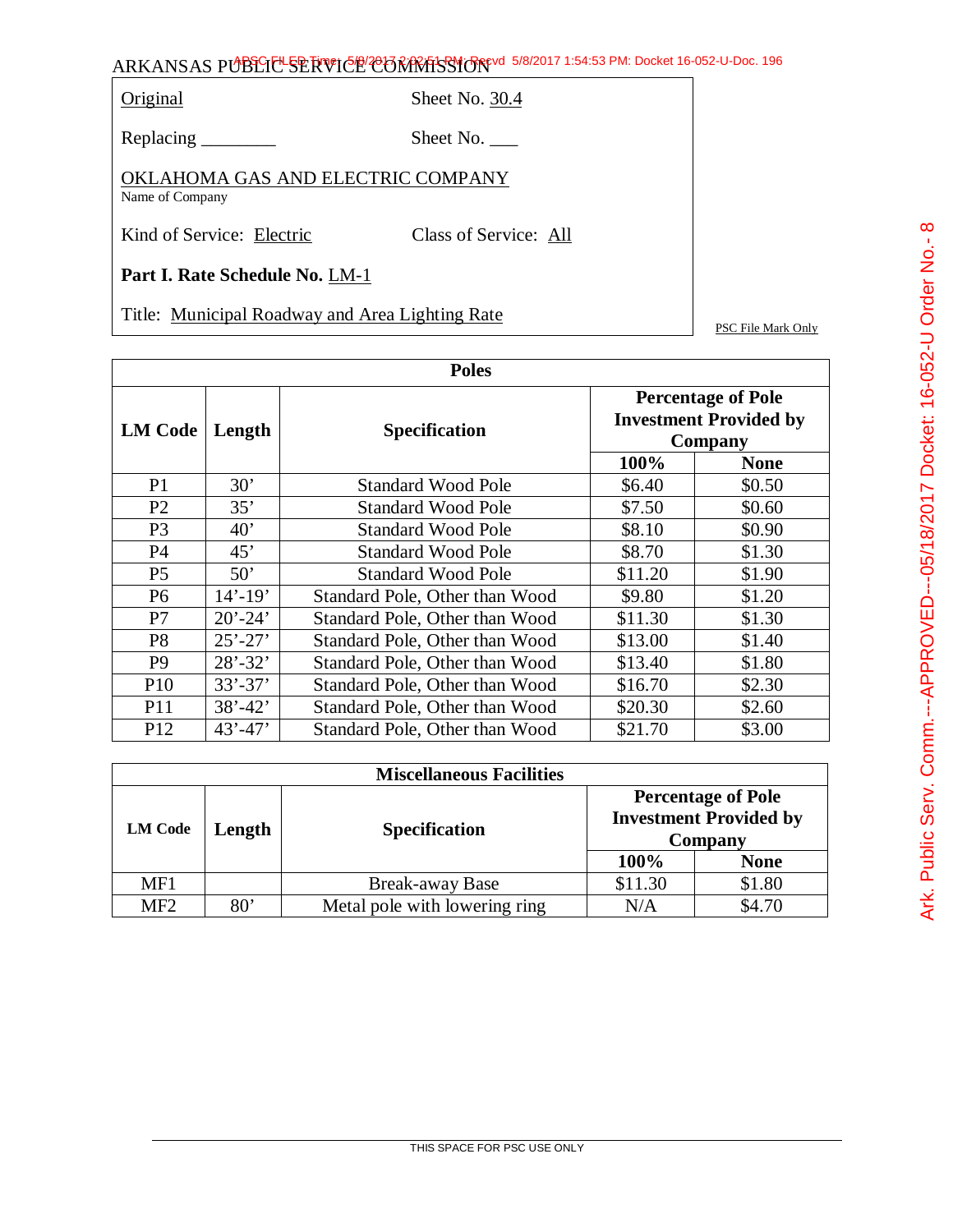ARKANSAS PUBLIC SERVICE COMMISSION

Original Sheet No. 30.4

Replacing ________ Sheet No. ___

OKLAHOMA GAS AND ELECTRIC COMPANY
Name of Company

Kind of Service: Electric Class of Service: All

**Part I. Rate Schedule No.** LM-1

Title: Municipal Roadway and Area Lighting Rate

PSC File Mark Only

| Poles | | | | |
|---|---|---|---|---|
| **LM Code** | **Length** | **Specification** | **Percentage of Pole Investment Provided by Company** | |
| | | | **100%** | **None** |
| P1 | 30’ | Standard Wood Pole | $6.40 | $0.50 |
| P2 | 35’ | Standard Wood Pole | $7.50 | $0.60 |
| P3 | 40’ | Standard Wood Pole | $8.10 | $0.90 |
| P4 | 45’ | Standard Wood Pole | $8.70 | $1.30 |
| P5 | 50’ | Standard Wood Pole | $11.20 | $1.90 |
| P6 | 14’-19’ | Standard Pole, Other than Wood | $9.80 | $1.20 |
| P7 | 20’-24’ | Standard Pole, Other than Wood | $11.30 | $1.30 |
| P8 | 25’-27’ | Standard Pole, Other than Wood | $13.00 | $1.40 |
| P9 | 28’-32’ | Standard Pole, Other than Wood | $13.40 | $1.80 |
| P10 | 33’-37’ | Standard Pole, Other than Wood | $16.70 | $2.30 |
| P11 | 38’-42’ | Standard Pole, Other than Wood | $20.30 | $2.60 |
| P12 | 43’-47’ | Standard Pole, Other than Wood | $21.70 | $3.00 |

| Miscellaneous Facilities | | | | |
|---|---|---|---|---|
| **LM Code** | **Length** | **Specification** | **Percentage of Pole Investment Provided by Company** | |
| | | | **100%** | **None** |
| MF1 | | Break-away Base | $11.30 | $1.80 |
| MF2 | 80’ | Metal pole with lowering ring | N/A | $4.70 |

THIS SPACE FOR PSC USE ONLY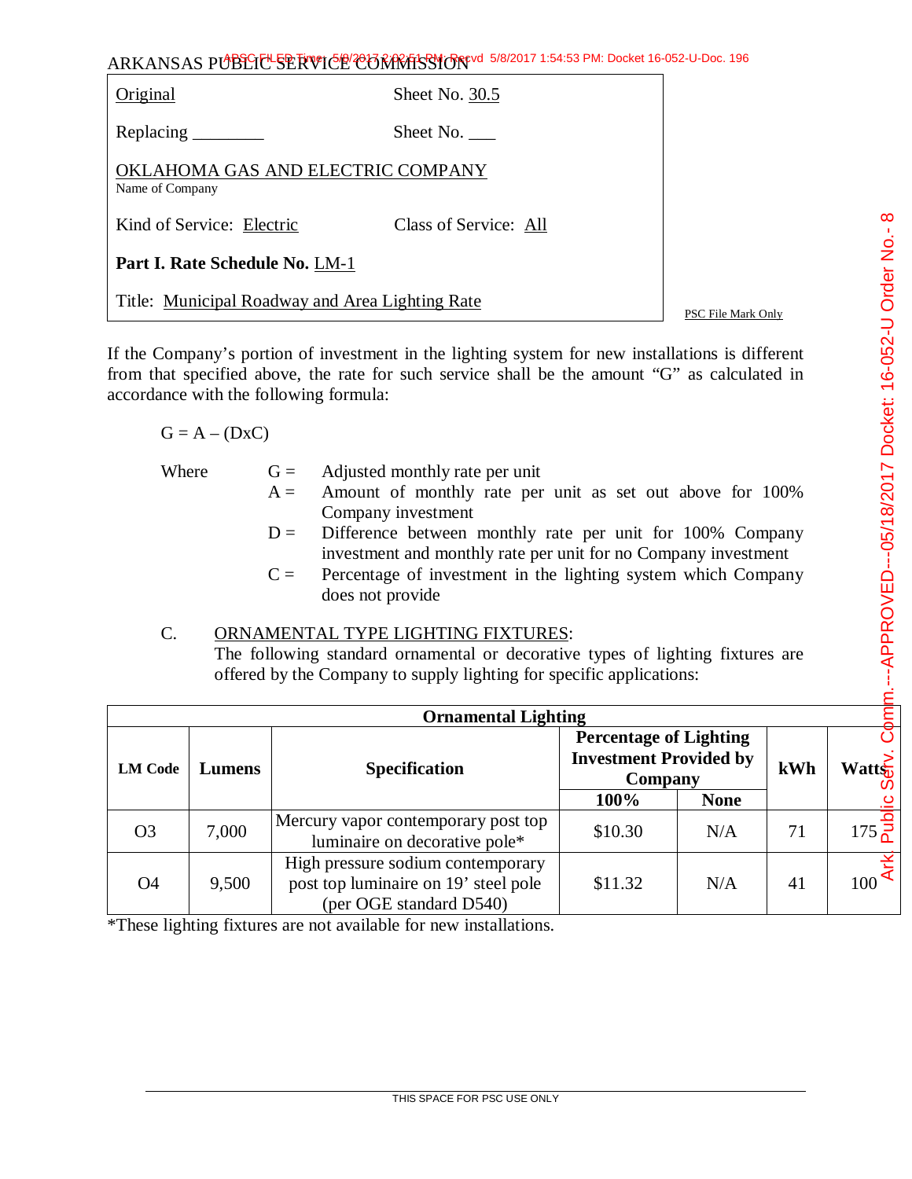ARKANSAS PUBLIC SERVICE COMMISSION

| | |
|---|---|
| Original | Sheet No. 30.5 |
| Replacing ________ | Sheet No. ___ |
| OKLAHOMA GAS AND ELECTRIC COMPANY<br>Name of Company | |
| Kind of Service: Electric | Class of Service: All |
| **Part I. Rate Schedule No.** LM-1 | |
| Title: Municipal Roadway and Area Lighting Rate | |

PSC File Mark Only

If the Company's portion of investment in the lighting system for new installations is different from that specified above, the rate for such service shall be the amount "G" as calculated in accordance with the following formula:

$$G = A - (DxC)$$

Where
- G = Adjusted monthly rate per unit
- A = Amount of monthly rate per unit as set out above for 100% Company investment
- D = Difference between monthly rate per unit for 100% Company investment and monthly rate per unit for no Company investment
- C = Percentage of investment in the lighting system which Company does not provide

C. ORNAMENTAL TYPE LIGHTING FIXTURES:
The following standard ornamental or decorative types of lighting fixtures are offered by the Company to supply lighting for specific applications:

| Ornamental Lighting | | | | | | |
|---|---|---|---|---|---|---|
| **LM Code** | **Lumens** | **Specification** | **Percentage of Lighting Investment Provided by Company** | | **kWh** | **Watts** |
| | | | **100%** | **None** | | |
| O3 | 7,000 | Mercury vapor contemporary post top luminaire on decorative pole* | $10.30 | N/A | 71 | 175 |
| O4 | 9,500 | High pressure sodium contemporary post top luminaire on 19' steel pole (per OGE standard D540) | $11.32 | N/A | 41 | 100 |

*These lighting fixtures are not available for new installations.

THIS SPACE FOR PSC USE ONLY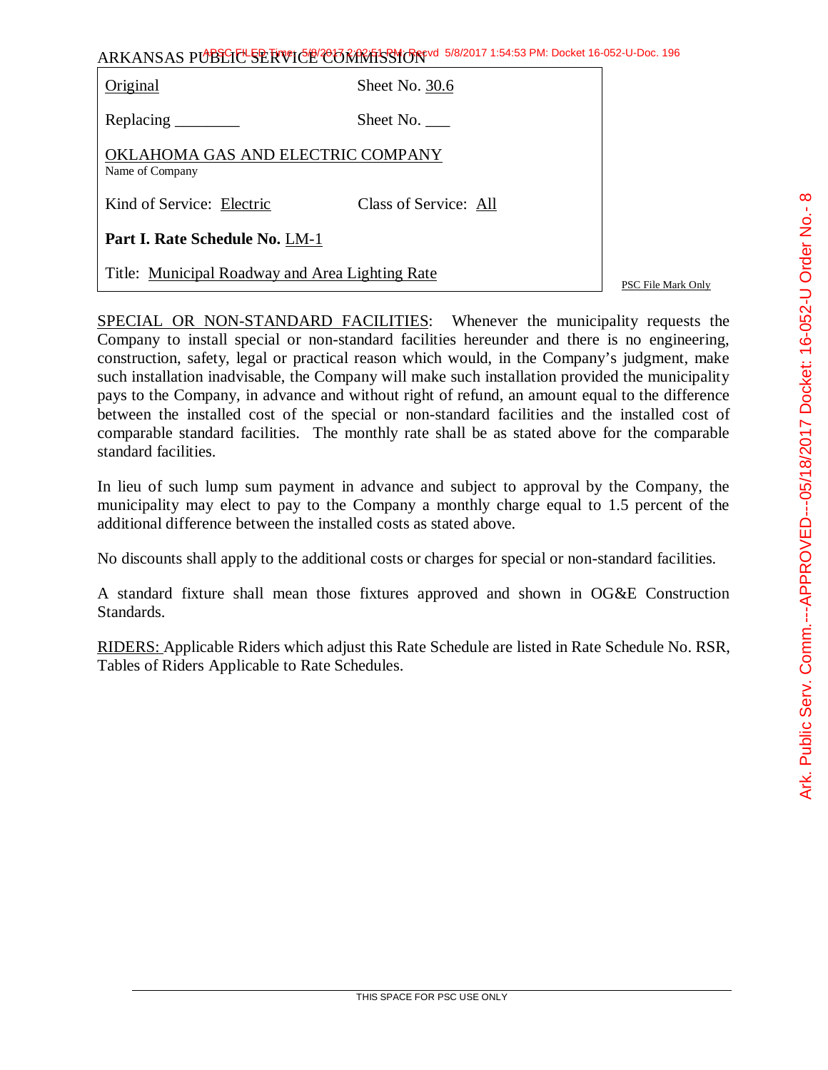ARKANSAS PUBLIC SERVICE COMMISSION

| | |
|---|---|
| Original | Sheet No. 30.6 |
| Replacing ________ | Sheet No. ___ |
| OKLAHOMA GAS AND ELECTRIC COMPANY<br>Name of Company | |
| Kind of Service: Electric | Class of Service: All |
| **Part I. Rate Schedule No.** LM-1 | |
| Title: Municipal Roadway and Area Lighting Rate | |

PSC File Mark Only

SPECIAL OR NON-STANDARD FACILITIES: Whenever the municipality requests the Company to install special or non-standard facilities hereunder and there is no engineering, construction, safety, legal or practical reason which would, in the Company's judgment, make such installation inadvisable, the Company will make such installation provided the municipality pays to the Company, in advance and without right of refund, an amount equal to the difference between the installed cost of the special or non-standard facilities and the installed cost of comparable standard facilities. The monthly rate shall be as stated above for the comparable standard facilities.

In lieu of such lump sum payment in advance and subject to approval by the Company, the municipality may elect to pay to the Company a monthly charge equal to 1.5 percent of the additional difference between the installed costs as stated above.

No discounts shall apply to the additional costs or charges for special or non-standard facilities.

A standard fixture shall mean those fixtures approved and shown in OG&E Construction Standards.

RIDERS: Applicable Riders which adjust this Rate Schedule are listed in Rate Schedule No. RSR, Tables of Riders Applicable to Rate Schedules.

THIS SPACE FOR PSC USE ONLY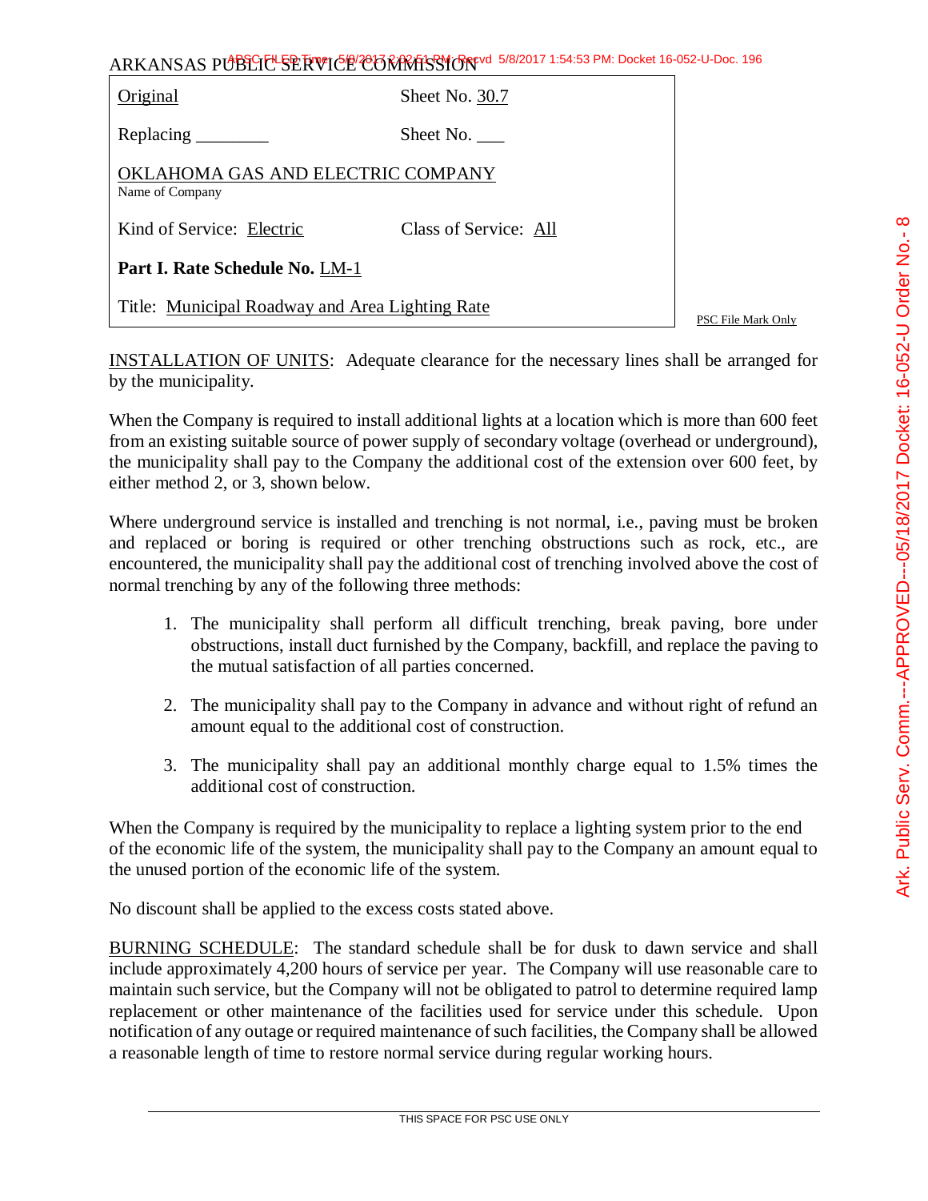ARKANSAS PUBLIC SERVICE COMMISSION

| | |
|---|---|
| Original | Sheet No. 30.7 |
| Replacing ________ | Sheet No. ___ |
| OKLAHOMA GAS AND ELECTRIC COMPANY<br>Name of Company | |
| Kind of Service: Electric | Class of Service: All |
| **Part I. Rate Schedule No.** LM-1 | |
| Title: Municipal Roadway and Area Lighting Rate | |

PSC File Mark Only

INSTALLATION OF UNITS: Adequate clearance for the necessary lines shall be arranged for by the municipality.

When the Company is required to install additional lights at a location which is more than 600 feet from an existing suitable source of power supply of secondary voltage (overhead or underground), the municipality shall pay to the Company the additional cost of the extension over 600 feet, by either method 2, or 3, shown below.

Where underground service is installed and trenching is not normal, i.e., paving must be broken and replaced or boring is required or other trenching obstructions such as rock, etc., are encountered, the municipality shall pay the additional cost of trenching involved above the cost of normal trenching by any of the following three methods:

1. The municipality shall perform all difficult trenching, break paving, bore under obstructions, install duct furnished by the Company, backfill, and replace the paving to the mutual satisfaction of all parties concerned.

2. The municipality shall pay to the Company in advance and without right of refund an amount equal to the additional cost of construction.

3. The municipality shall pay an additional monthly charge equal to 1.5% times the additional cost of construction.

When the Company is required by the municipality to replace a lighting system prior to the end of the economic life of the system, the municipality shall pay to the Company an amount equal to the unused portion of the economic life of the system.

No discount shall be applied to the excess costs stated above.

BURNING SCHEDULE: The standard schedule shall be for dusk to dawn service and shall include approximately 4,200 hours of service per year. The Company will use reasonable care to maintain such service, but the Company will not be obligated to patrol to determine required lamp replacement or other maintenance of the facilities used for service under this schedule. Upon notification of any outage or required maintenance of such facilities, the Company shall be allowed a reasonable length of time to restore normal service during regular working hours.

THIS SPACE FOR PSC USE ONLY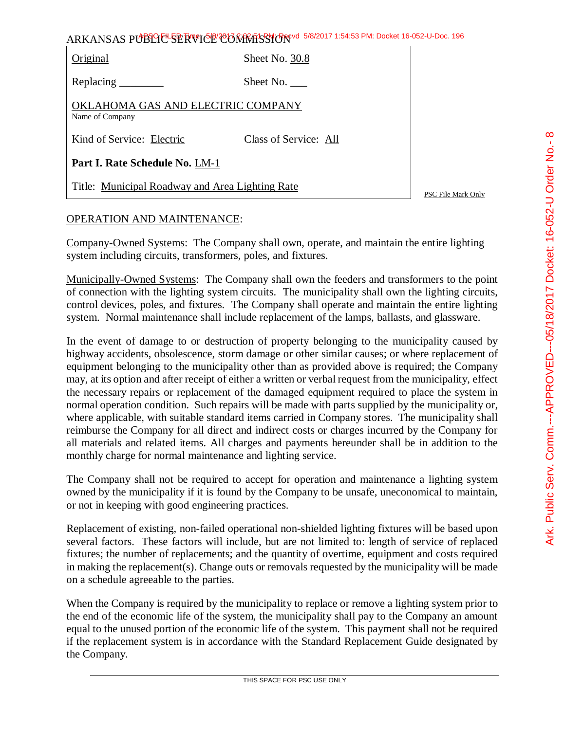ARKANSAS PUBLIC SERVICE COMMISSION

| Original | Sheet No. 30.8 |
|---|---|
| Replacing ________ | Sheet No. ___ |
| OKLAHOMA GAS AND ELECTRIC COMPANY<br>Name of Company | |
| Kind of Service: Electric | Class of Service: All |
| **Part I. Rate Schedule No.** LM-1 | |
| Title: Municipal Roadway and Area Lighting Rate | |

PSC File Mark Only

OPERATION AND MAINTENANCE:

Company-Owned Systems: The Company shall own, operate, and maintain the entire lighting system including circuits, transformers, poles, and fixtures.

Municipally-Owned Systems: The Company shall own the feeders and transformers to the point of connection with the lighting system circuits. The municipality shall own the lighting circuits, control devices, poles, and fixtures. The Company shall operate and maintain the entire lighting system. Normal maintenance shall include replacement of the lamps, ballasts, and glassware.

In the event of damage to or destruction of property belonging to the municipality caused by highway accidents, obsolescence, storm damage or other similar causes; or where replacement of equipment belonging to the municipality other than as provided above is required; the Company may, at its option and after receipt of either a written or verbal request from the municipality, effect the necessary repairs or replacement of the damaged equipment required to place the system in normal operation condition. Such repairs will be made with parts supplied by the municipality or, where applicable, with suitable standard items carried in Company stores. The municipality shall reimburse the Company for all direct and indirect costs or charges incurred by the Company for all materials and related items. All charges and payments hereunder shall be in addition to the monthly charge for normal maintenance and lighting service.

The Company shall not be required to accept for operation and maintenance a lighting system owned by the municipality if it is found by the Company to be unsafe, uneconomical to maintain, or not in keeping with good engineering practices.

Replacement of existing, non-failed operational non-shielded lighting fixtures will be based upon several factors. These factors will include, but are not limited to: length of service of replaced fixtures; the number of replacements; and the quantity of overtime, equipment and costs required in making the replacement(s). Change outs or removals requested by the municipality will be made on a schedule agreeable to the parties.

When the Company is required by the municipality to replace or remove a lighting system prior to the end of the economic life of the system, the municipality shall pay to the Company an amount equal to the unused portion of the economic life of the system. This payment shall not be required if the replacement system is in accordance with the Standard Replacement Guide designated by the Company.

THIS SPACE FOR PSC USE ONLY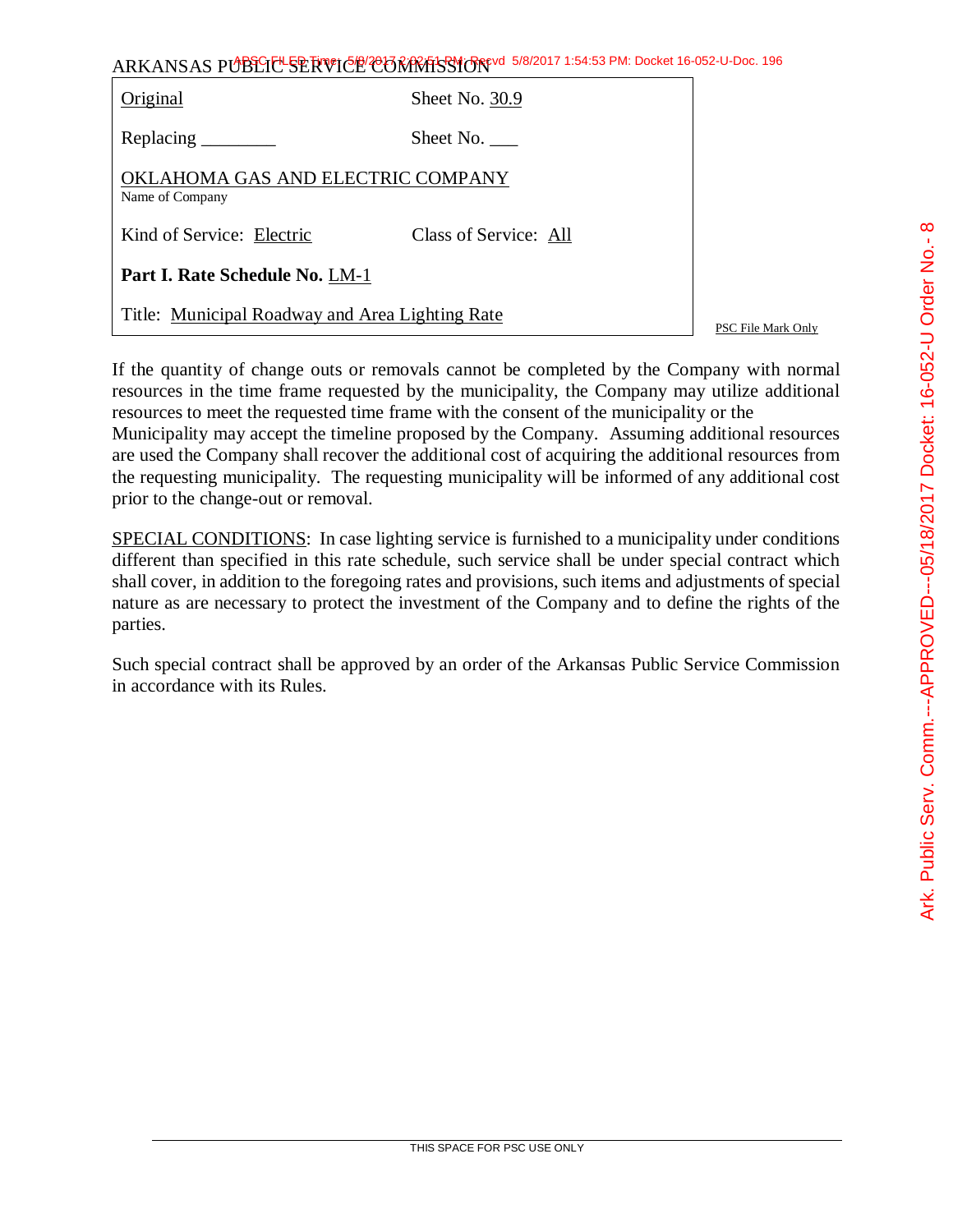ARKANSAS PUBLIC SERVICE COMMISSION

| | |
|---|---|
| Original | Sheet No. 30.9 |
| Replacing ________ | Sheet No. ___ |
| OKLAHOMA GAS AND ELECTRIC COMPANY<br>Name of Company | |
| Kind of Service: Electric | Class of Service: All |
| **Part I. Rate Schedule No.** LM-1 | |
| Title: Municipal Roadway and Area Lighting Rate | |

PSC File Mark Only

If the quantity of change outs or removals cannot be completed by the Company with normal resources in the time frame requested by the municipality, the Company may utilize additional resources to meet the requested time frame with the consent of the municipality or the Municipality may accept the timeline proposed by the Company. Assuming additional resources are used the Company shall recover the additional cost of acquiring the additional resources from the requesting municipality. The requesting municipality will be informed of any additional cost prior to the change-out or removal.

SPECIAL CONDITIONS: In case lighting service is furnished to a municipality under conditions different than specified in this rate schedule, such service shall be under special contract which shall cover, in addition to the foregoing rates and provisions, such items and adjustments of special nature as are necessary to protect the investment of the Company and to define the rights of the parties.

Such special contract shall be approved by an order of the Arkansas Public Service Commission in accordance with its Rules.

THIS SPACE FOR PSC USE ONLY